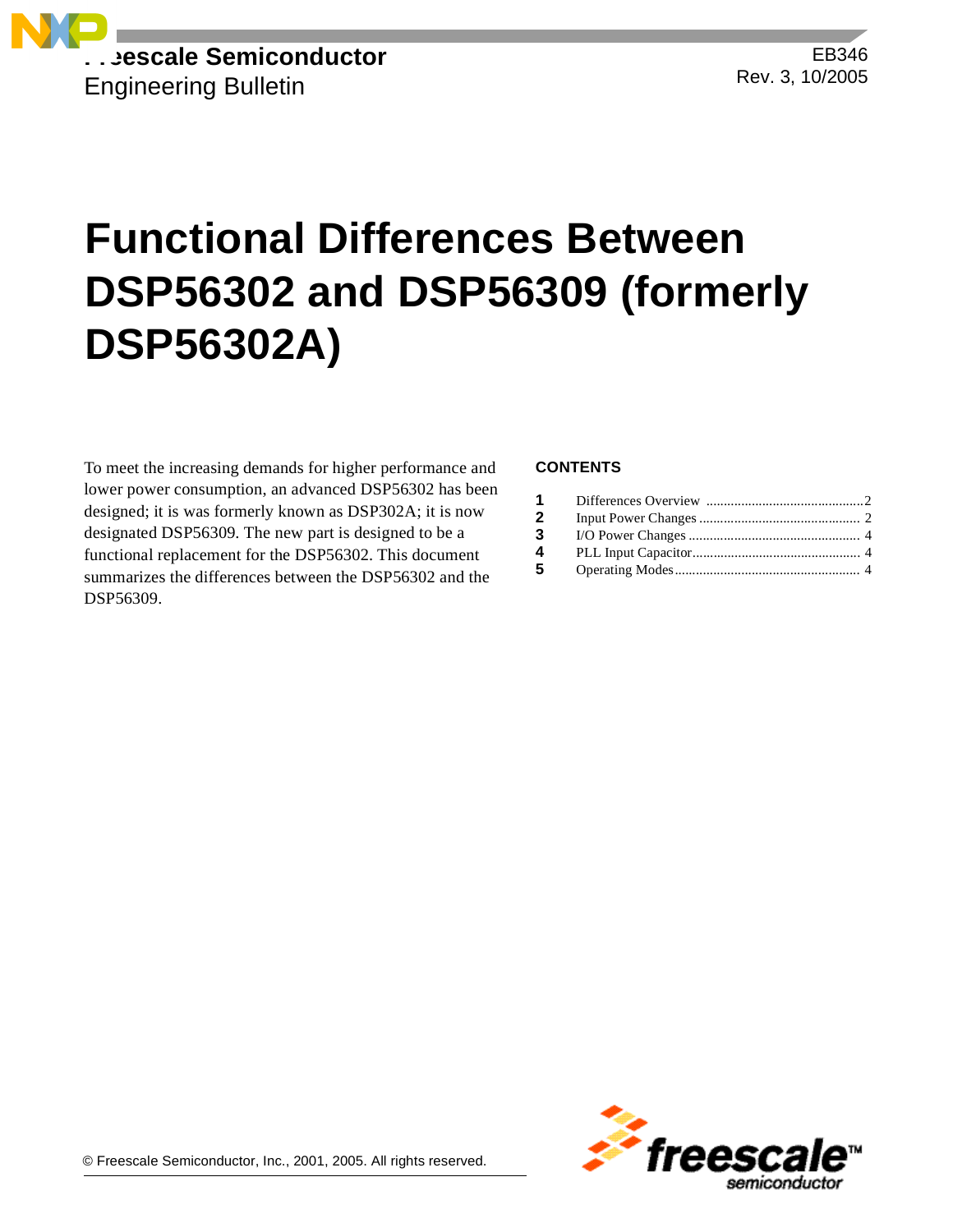Freescale Semiconductor

Engineering Bulletin

EB346

Rev. 3, 10/2005

# Functional Differences Between DSP56302 and DSP56309 (formerly DSP56302A)

To meet the increasing demands for higher performance and lower power consumption, an advanced DSP56302 has been designed; it is was formerly known as DSP302A; it is now designated DSP56309. The new part is designed to be a functional replacement for the DSP56302. This document summarizes the differences between the DSP56302 and the DSP56309.

**CONTENTS**

| | | |
|---|---|---|
| **1** | Differences Overview | 2 |
| **2** | Input Power Changes | 2 |
| **3** | I/O Power Changes | 4 |
| **4** | PLL Input Capacitor | 4 |
| **5** | Operating Modes | 4 |

© Freescale Semiconductor, Inc., 2001, 2005. All rights reserved.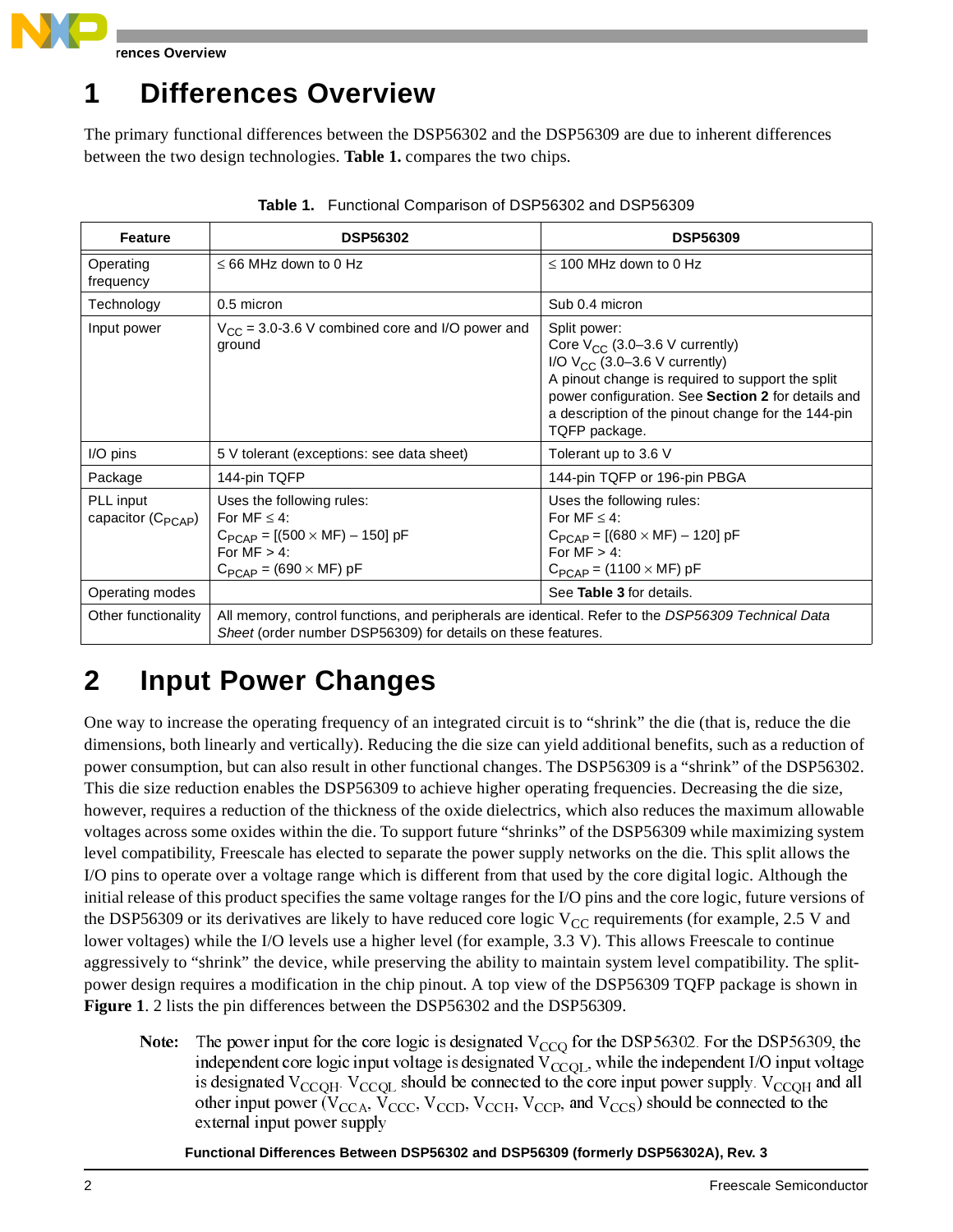# 1 Differences Overview

The primary functional differences between the DSP56302 and the DSP56309 are due to inherent differences between the two design technologies. **Table 1.** compares the two chips.

**Table 1.** Functional Comparison of DSP56302 and DSP56309

| Feature | DSP56302 | DSP56309 |
|---|---|---|
| Operating frequency | ≤ 66 MHz down to 0 Hz | ≤ 100 MHz down to 0 Hz |
| Technology | 0.5 micron | Sub 0.4 micron |
| Input power | $V_{CC}$ = 3.0-3.6 V combined core and I/O power and ground | Split power:<br>Core $V_{CC}$ (3.0–3.6 V currently)<br>I/O $V_{CC}$ (3.0–3.6 V currently)<br>A pinout change is required to support the split power configuration. See **Section 2** for details and a description of the pinout change for the 144-pin TQFP package. |
| I/O pins | 5 V tolerant (exceptions: see data sheet) | Tolerant up to 3.6 V |
| Package | 144-pin TQFP | 144-pin TQFP or 196-pin PBGA |
| PLL input capacitor ($C_{PCAP}$) | Uses the following rules:<br>For MF ≤ 4:<br>$C_{PCAP} = [(500 \times MF) - 150]$ pF<br>For MF > 4:<br>$C_{PCAP} = (690 \times MF)$ pF | Uses the following rules:<br>For MF ≤ 4:<br>$C_{PCAP} = [(680 \times MF) - 120]$ pF<br>For MF > 4:<br>$C_{PCAP} = (1100 \times MF)$ pF |
| Operating modes | | See **Table 3** for details. |
| Other functionality | All memory, control functions, and peripherals are identical. Refer to the *DSP56309 Technical Data Sheet* (order number DSP56309) for details on these features. | |

# 2 Input Power Changes

One way to increase the operating frequency of an integrated circuit is to “shrink” the die (that is, reduce the die dimensions, both linearly and vertically). Reducing the die size can yield additional benefits, such as a reduction of power consumption, but can also result in other functional changes. The DSP56309 is a “shrink” of the DSP56302. This die size reduction enables the DSP56309 to achieve higher operating frequencies. Decreasing the die size, however, requires a reduction of the thickness of the oxide dielectrics, which also reduces the maximum allowable voltages across some oxides within the die. To support future “shrinks” of the DSP56309 while maximizing system level compatibility, Freescale has elected to separate the power supply networks on the die. This split allows the I/O pins to operate over a voltage range which is different from that used by the core digital logic. Although the initial release of this product specifies the same voltage ranges for the I/O pins and the core logic, future versions of the DSP56309 or its derivatives are likely to have reduced core logic $V_{CC}$ requirements (for example, 2.5 V and lower voltages) while the I/O levels use a higher level (for example, 3.3 V). This allows Freescale to continue aggressively to “shrink” the device, while preserving the ability to maintain system level compatibility. The split-power design requires a modification in the chip pinout. A top view of the DSP56309 TQFP package is shown in **Figure 1**. 2 lists the pin differences between the DSP56302 and the DSP56309.

**Note:** The power input for the core logic is designated $V_{CCQ}$ for the DSP56302. For the DSP56309, the independent core logic input voltage is designated $V_{CCQL}$, while the independent I/O input voltage is designated $V_{CCQH}$. $V_{CCQL}$ should be connected to the core input power supply. $V_{CCQH}$ and all other input power ($V_{CCA}$, $V_{CCC}$, $V_{CCD}$, $V_{CCH}$, $V_{CCP}$, and $V_{CCS}$) should be connected to the external input power supply.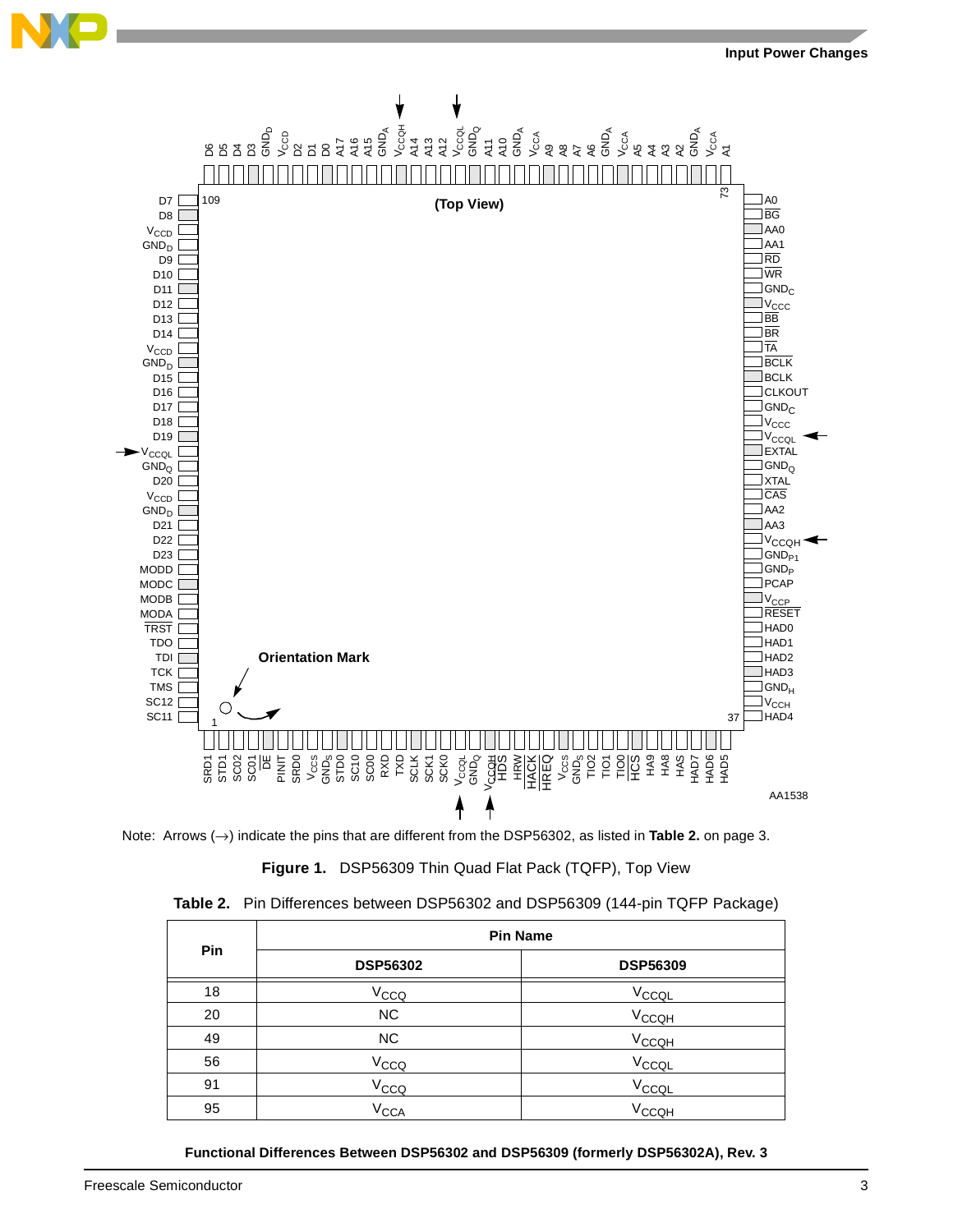Note: Arrows (→) indicate the pins that are different from the DSP56302, as listed in **Table 2.** on page 3.

**Figure 1.** DSP56309 Thin Quad Flat Pack (TQFP), Top View

**Table 2.** Pin Differences between DSP56302 and DSP56309 (144-pin TQFP Package)

| Pin | Pin Name | |
|---|---|---|
| | **DSP56302** | **DSP56309** |
| 18 | $V_{CCQ}$ | $V_{CCQL}$ |
| 20 | NC | $V_{CCQH}$ |
| 49 | NC | $V_{CCQH}$ |
| 56 | $V_{CCQ}$ | $V_{CCQL}$ |
| 91 | $V_{CCQ}$ | $V_{CCQL}$ |
| 95 | $V_{CCA}$ | $V_{CCQH}$ |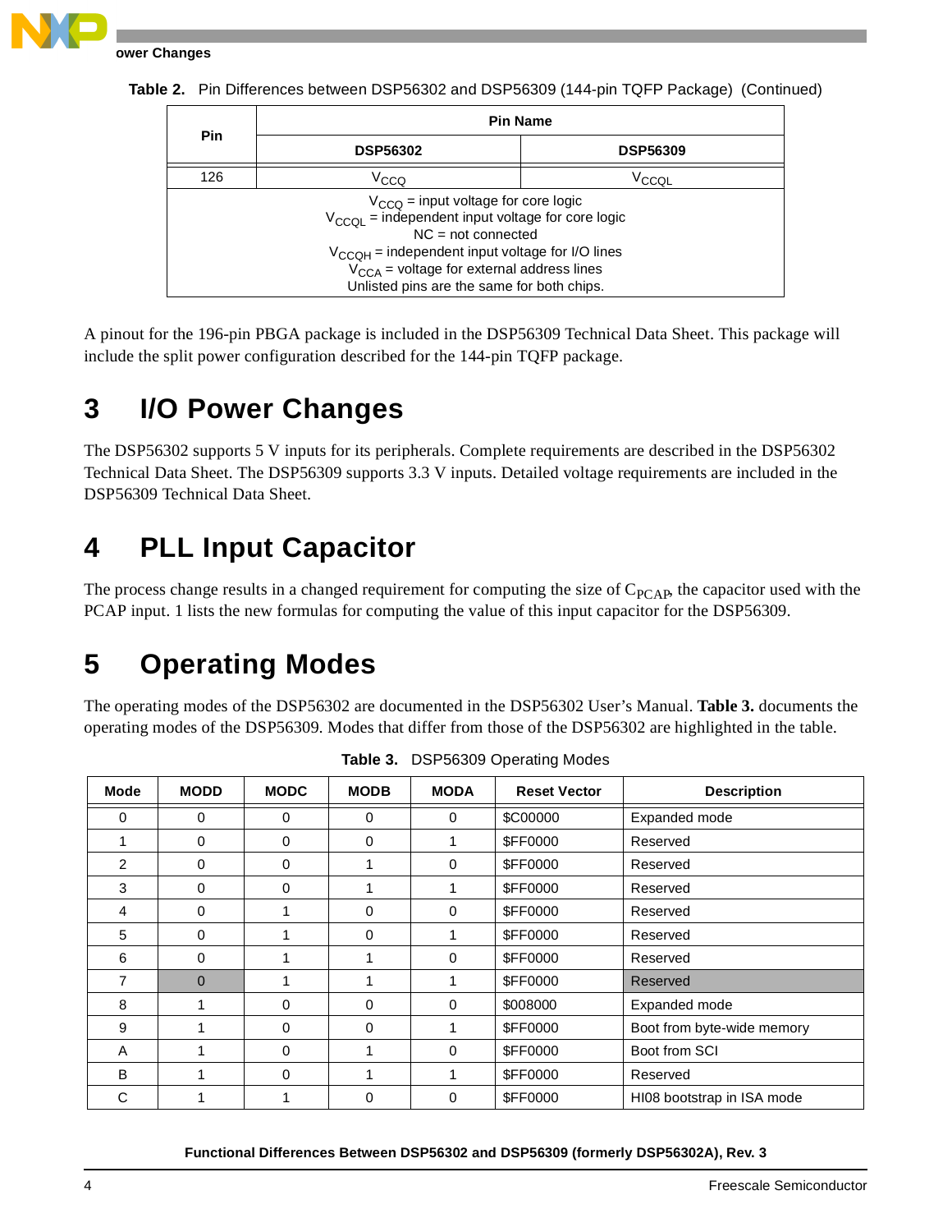**Table 2.** Pin Differences between DSP56302 and DSP56309 (144-pin TQFP Package) (Continued)

| Pin | Pin Name | |
|---|---|---|
| | DSP56302 | DSP56309 |
| 126 | $V_{CCQ}$ | $V_{CCQL}$ |

$V_{CCQ}$ = input voltage for core logic
$V_{CCQL}$ = independent input voltage for core logic
NC = not connected
$V_{CCQH}$ = independent input voltage for I/O lines
$V_{CCA}$ = voltage for external address lines
Unlisted pins are the same for both chips.

A pinout for the 196-pin PBGA package is included in the DSP56309 Technical Data Sheet. This package will include the split power configuration described for the 144-pin TQFP package.

# 3 I/O Power Changes

The DSP56302 supports 5 V inputs for its peripherals. Complete requirements are described in the DSP56302 Technical Data Sheet. The DSP56309 supports 3.3 V inputs. Detailed voltage requirements are included in the DSP56309 Technical Data Sheet.

# 4 PLL Input Capacitor

The process change results in a changed requirement for computing the size of $C_{PCAP}$, the capacitor used with the PCAP input. 1 lists the new formulas for computing the value of this input capacitor for the DSP56309.

# 5 Operating Modes

The operating modes of the DSP56302 are documented in the DSP56302 User's Manual. **Table 3.** documents the operating modes of the DSP56309. Modes that differ from those of the DSP56302 are highlighted in the table.

**Table 3.** DSP56309 Operating Modes

| Mode | MODD | MODC | MODB | MODA | Reset Vector | Description |
|---|---|---|---|---|---|---|
| 0 | 0 | 0 | 0 | 0 | $C00000 | Expanded mode |
| 1 | 0 | 0 | 0 | 1 | $FF0000 | Reserved |
| 2 | 0 | 0 | 1 | 0 | $FF0000 | Reserved |
| 3 | 0 | 0 | 1 | 1 | $FF0000 | Reserved |
| 4 | 0 | 1 | 0 | 0 | $FF0000 | Reserved |
| 5 | 0 | 1 | 0 | 1 | $FF0000 | Reserved |
| 6 | 0 | 1 | 1 | 0 | $FF0000 | Reserved |
| 7 | 0 | 1 | 1 | 1 | $FF0000 | Reserved |
| 8 | 1 | 0 | 0 | 0 | $008000 | Expanded mode |
| 9 | 1 | 0 | 0 | 1 | $FF0000 | Boot from byte-wide memory |
| A | 1 | 0 | 1 | 0 | $FF0000 | Boot from SCI |
| B | 1 | 0 | 1 | 1 | $FF0000 | Reserved |
| C | 1 | 1 | 0 | 0 | $FF0000 | HI08 bootstrap in ISA mode |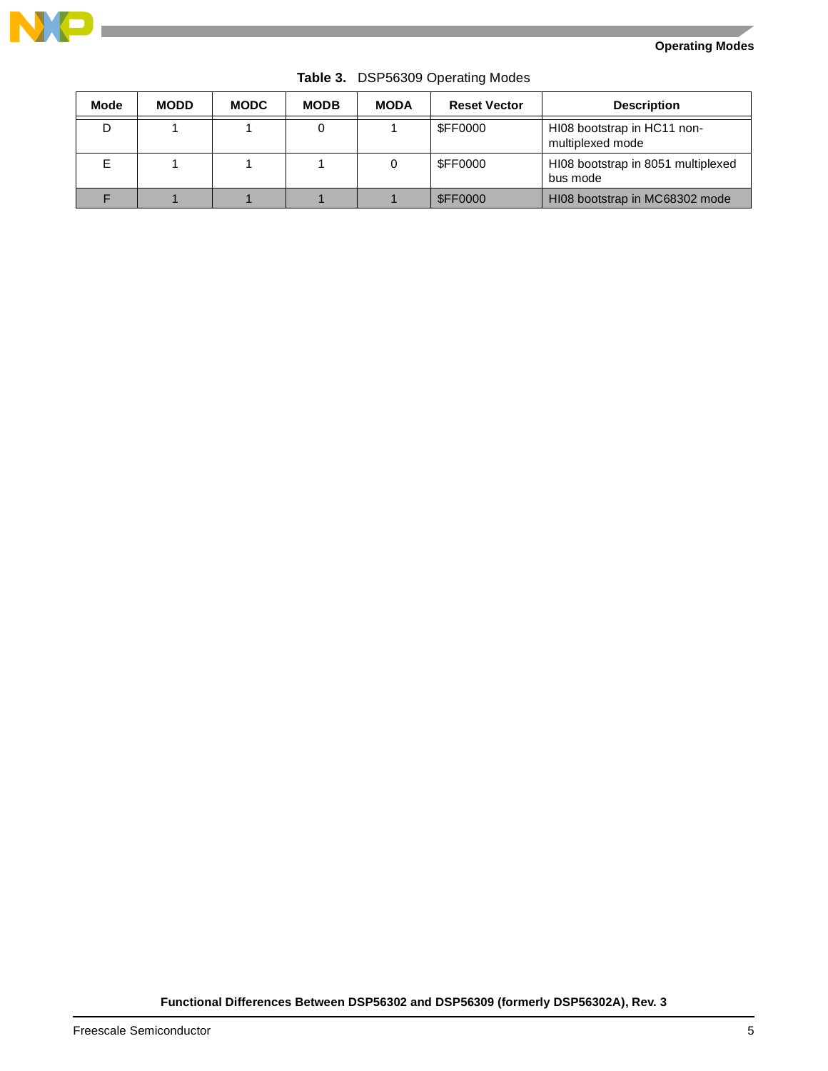**Table 3.** DSP56309 Operating Modes

| Mode | MODD | MODC | MODB | MODA | Reset Vector | Description |
|---|---|---|---|---|---|---|
| D | 1 | 1 | 0 | 1 | $FF0000 | HI08 bootstrap in HC11 non-multiplexed mode |
| E | 1 | 1 | 1 | 0 | $FF0000 | HI08 bootstrap in 8051 multiplexed bus mode |
| F | 1 | 1 | 1 | 1 | $FF0000 | HI08 bootstrap in MC68302 mode |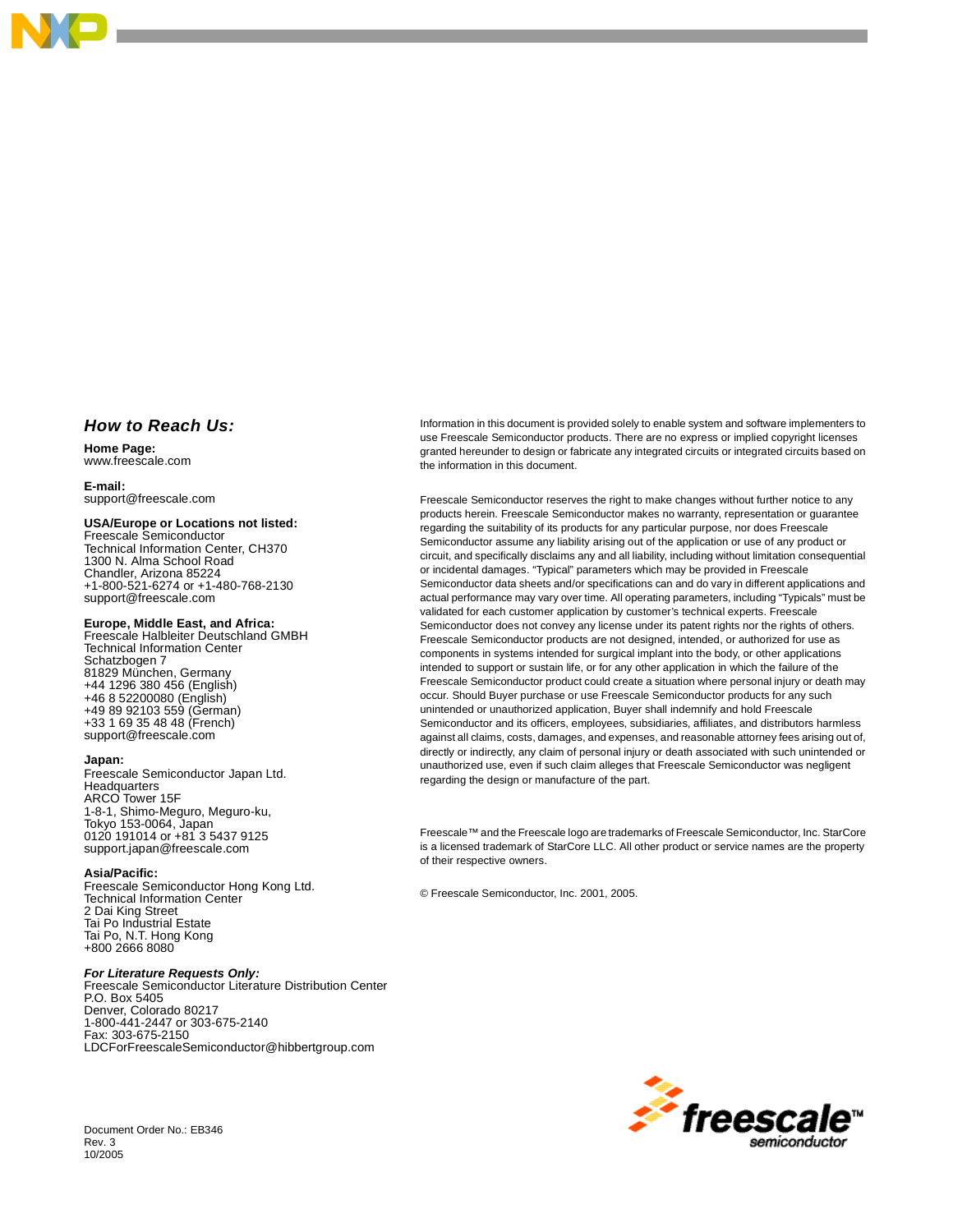## *How to Reach Us:*

**Home Page:**
www.freescale.com

**E-mail:**
support@freescale.com

**USA/Europe or Locations not listed:**
Freescale Semiconductor
Technical Information Center, CH370
1300 N. Alma School Road
Chandler, Arizona 85224
+1-800-521-6274 or +1-480-768-2130
support@freescale.com

**Europe, Middle East, and Africa:**
Freescale Halbleiter Deutschland GMBH
Technical Information Center
Schatzbogen 7
81829 München, Germany
+44 1296 380 456 (English)
+46 8 52200080 (English)
+49 89 92103 559 (German)
+33 1 69 35 48 48 (French)
support@freescale.com

**Japan:**
Freescale Semiconductor Japan Ltd.
Headquarters
ARCO Tower 15F
1-8-1, Shimo-Meguro, Meguro-ku,
Tokyo 153-0064, Japan
0120 191014 or +81 3 5437 9125
support.japan@freescale.com

**Asia/Pacific:**
Freescale Semiconductor Hong Kong Ltd.
Technical Information Center
2 Dai King Street
Tai Po Industrial Estate
Tai Po, N.T. Hong Kong
+800 2666 8080

***For Literature Requests Only:***
Freescale Semiconductor Literature Distribution Center
P.O. Box 5405
Denver, Colorado 80217
1-800-441-2447 or 303-675-2140
Fax: 303-675-2150
LDCForFreescaleSemiconductor@hibbertgroup.com

Information in this document is provided solely to enable system and software implementers to use Freescale Semiconductor products. There are no express or implied copyright licenses granted hereunder to design or fabricate any integrated circuits or integrated circuits based on the information in this document.

Freescale Semiconductor reserves the right to make changes without further notice to any products herein. Freescale Semiconductor makes no warranty, representation or guarantee regarding the suitability of its products for any particular purpose, nor does Freescale Semiconductor assume any liability arising out of the application or use of any product or circuit, and specifically disclaims any and all liability, including without limitation consequential or incidental damages. "Typical" parameters which may be provided in Freescale Semiconductor data sheets and/or specifications can and do vary in different applications and actual performance may vary over time. All operating parameters, including "Typicals" must be validated for each customer application by customer's technical experts. Freescale Semiconductor does not convey any license under its patent rights nor the rights of others. Freescale Semiconductor products are not designed, intended, or authorized for use as components in systems intended for surgical implant into the body, or other applications intended to support or sustain life, or for any other application in which the failure of the Freescale Semiconductor product could create a situation where personal injury or death may occur. Should Buyer purchase or use Freescale Semiconductor products for any such unintended or unauthorized application, Buyer shall indemnify and hold Freescale Semiconductor and its officers, employees, subsidiaries, affiliates, and distributors harmless against all claims, costs, damages, and expenses, and reasonable attorney fees arising out of, directly or indirectly, any claim of personal injury or death associated with such unintended or unauthorized use, even if such claim alleges that Freescale Semiconductor was negligent regarding the design or manufacture of the part.

Freescale™ and the Freescale logo are trademarks of Freescale Semiconductor, Inc. StarCore is a licensed trademark of StarCore LLC. All other product or service names are the property of their respective owners.

© Freescale Semiconductor, Inc. 2001, 2005.

Document Order No.: EB346
Rev. 3
10/2005